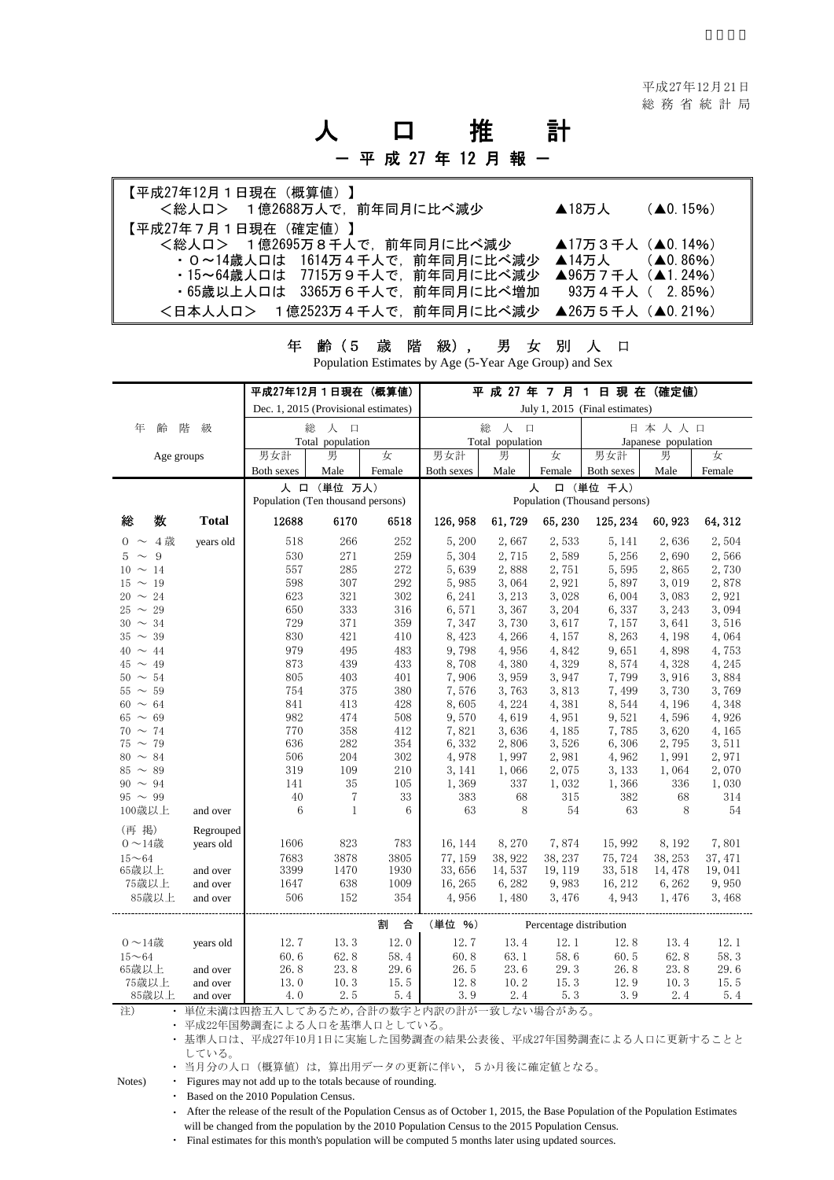平成27年12月21日
総 務 省 統 計 局

# 人 口 推 計

## ー 平 成 27 年 12 月 報 ー

【平成27年12月１日現在（概算値）】
＜総人口＞　１億2688万人で，前年同月に比べ減少　▲18万人　（▲0.15%）

【平成27年７月１日現在（確定値）】
＜総人口＞　１億2695万８千人で，前年同月に比べ減少　▲17万３千人（▲0.14%）
・０～14歳人口は　1614万４千人で，前年同月に比べ減少　▲14万人　（▲0.86%）
・15～64歳人口は　7715万９千人で，前年同月に比べ減少　▲96万７千人（▲1.24%）
・65歳以上人口は　3365万６千人で，前年同月に比べ増加　93万４千人（ 2.85%）
＜日本人人口＞　１億2523万４千人で，前年同月に比べ減少　▲26万５千人（▲0.21%）

### 年 齢（５ 歳 階 級），男 女 別 人 口

Population Estimates by Age (5-Year Age Group) and Sex

| 年齢階級 Age groups | | 平成27年12月１日現在（概算値） Dec. 1, 2015 (Provisional estimates) 総人口 Total population 男女計 Both sexes | 男 Male | 女 Female | 平成27年７月１日現在（確定値） July 1, 2015 (Final estimates) 総人口 Total population 男女計 Both sexes | 男 Male | 女 Female | 日本人人口 Japanese population 男女計 Both sexes | 男 Male | 女 Female |
|---|---|---|---|---|---|---|---|---|---|---|
| | | 人口（単位 万人） Population (Ten thousand persons) | | | 人口（単位 千人） Population (Thousand persons) | | | | | |
| 総数 | Total | 12688 | 6170 | 6518 | 126,958 | 61,729 | 65,230 | 125,234 | 60,923 | 64,312 |
| 0 ～ 4歳 | years old | 518 | 266 | 252 | 5,200 | 2,667 | 2,533 | 5,141 | 2,636 | 2,504 |
| 5 ～ 9 | | 530 | 271 | 259 | 5,304 | 2,715 | 2,589 | 5,256 | 2,690 | 2,566 |
| 10 ～ 14 | | 557 | 285 | 272 | 5,639 | 2,888 | 2,751 | 5,595 | 2,865 | 2,730 |
| 15 ～ 19 | | 598 | 307 | 292 | 5,985 | 3,064 | 2,921 | 5,897 | 3,019 | 2,878 |
| 20 ～ 24 | | 623 | 321 | 302 | 6,241 | 3,213 | 3,028 | 6,004 | 3,083 | 2,921 |
| 25 ～ 29 | | 650 | 333 | 316 | 6,571 | 3,367 | 3,204 | 6,337 | 3,243 | 3,094 |
| 30 ～ 34 | | 729 | 371 | 359 | 7,347 | 3,730 | 3,617 | 7,157 | 3,641 | 3,516 |
| 35 ～ 39 | | 830 | 421 | 410 | 8,423 | 4,266 | 4,157 | 8,263 | 4,198 | 4,064 |
| 40 ～ 44 | | 979 | 495 | 483 | 9,798 | 4,956 | 4,842 | 9,651 | 4,898 | 4,753 |
| 45 ～ 49 | | 873 | 439 | 433 | 8,708 | 4,380 | 4,329 | 8,574 | 4,328 | 4,245 |
| 50 ～ 54 | | 805 | 403 | 401 | 7,906 | 3,959 | 3,947 | 7,799 | 3,916 | 3,884 |
| 55 ～ 59 | | 754 | 375 | 380 | 7,576 | 3,763 | 3,813 | 7,499 | 3,730 | 3,769 |
| 60 ～ 64 | | 841 | 413 | 428 | 8,605 | 4,224 | 4,381 | 8,544 | 4,196 | 4,348 |
| 65 ～ 69 | | 982 | 474 | 508 | 9,570 | 4,619 | 4,951 | 9,521 | 4,596 | 4,926 |
| 70 ～ 74 | | 770 | 358 | 412 | 7,821 | 3,636 | 4,185 | 7,785 | 3,620 | 4,165 |
| 75 ～ 79 | | 636 | 282 | 354 | 6,332 | 2,806 | 3,526 | 6,306 | 2,795 | 3,511 |
| 80 ～ 84 | | 506 | 204 | 302 | 4,978 | 1,997 | 2,981 | 4,962 | 1,991 | 2,971 |
| 85 ～ 89 | | 319 | 109 | 210 | 3,141 | 1,066 | 2,075 | 3,133 | 1,064 | 2,070 |
| 90 ～ 94 | | 141 | 35 | 105 | 1,369 | 337 | 1,032 | 1,366 | 336 | 1,030 |
| 95 ～ 99 | | 40 | 7 | 33 | 383 | 68 | 315 | 382 | 68 | 314 |
| 100歳以上 | and over | 6 | 1 | 6 | 63 | 8 | 54 | 63 | 8 | 54 |
| （再 掲） | Regrouped | | | | | | | | | |
| 0～14歳 | years old | 1606 | 823 | 783 | 16,144 | 8,270 | 7,874 | 15,992 | 8,192 | 7,801 |
| 15～64 | | 7683 | 3878 | 3805 | 77,159 | 38,922 | 38,237 | 75,724 | 38,253 | 37,471 |
| 65歳以上 | and over | 3399 | 1470 | 1930 | 33,656 | 14,537 | 19,119 | 33,518 | 14,478 | 19,041 |
| 75歳以上 | and over | 1647 | 638 | 1009 | 16,265 | 6,282 | 9,983 | 16,212 | 6,262 | 9,950 |
| 85歳以上 | and over | 506 | 152 | 354 | 4,956 | 1,480 | 3,476 | 4,943 | 1,476 | 3,468 |
| | | 割合（単位 %） Percentage distribution | | | | | | | | |
| 0～14歳 | years old | 12.7 | 13.3 | 12.0 | 12.7 | 13.4 | 12.1 | 12.8 | 13.4 | 12.1 |
| 15～64 | | 60.6 | 62.8 | 58.4 | 60.8 | 63.1 | 58.6 | 60.5 | 62.8 | 58.3 |
| 65歳以上 | and over | 26.8 | 23.8 | 29.6 | 26.5 | 23.6 | 29.3 | 26.8 | 23.8 | 29.6 |
| 75歳以上 | and over | 13.0 | 10.3 | 15.5 | 12.8 | 10.2 | 15.3 | 12.9 | 10.3 | 15.5 |
| 85歳以上 | and over | 4.0 | 2.5 | 5.4 | 3.9 | 2.4 | 5.3 | 3.9 | 2.4 | 5.4 |

注）
・単位未満は四捨五入してあるため，合計の数字と内訳の計が一致しない場合がある。
・平成22年国勢調査による人口を基準人口としている。
・基準人口は、平成27年10月1日に実施した国勢調査の結果公表後、平成27年国勢調査による人口に更新することとしている。
・当月分の人口（概算値）は，算出用データの更新に伴い，５か月後に確定値となる。

Notes)
・Figures may not add up to the totals because of rounding.
・Based on the 2010 Population Census.
・After the release of the result of the Population Census as of October 1, 2015, the Base Population of the Population Estimates will be changed from the population by the 2010 Population Census to the 2015 Population Census.
・Final estimates for this month's population will be computed 5 months later using updated sources.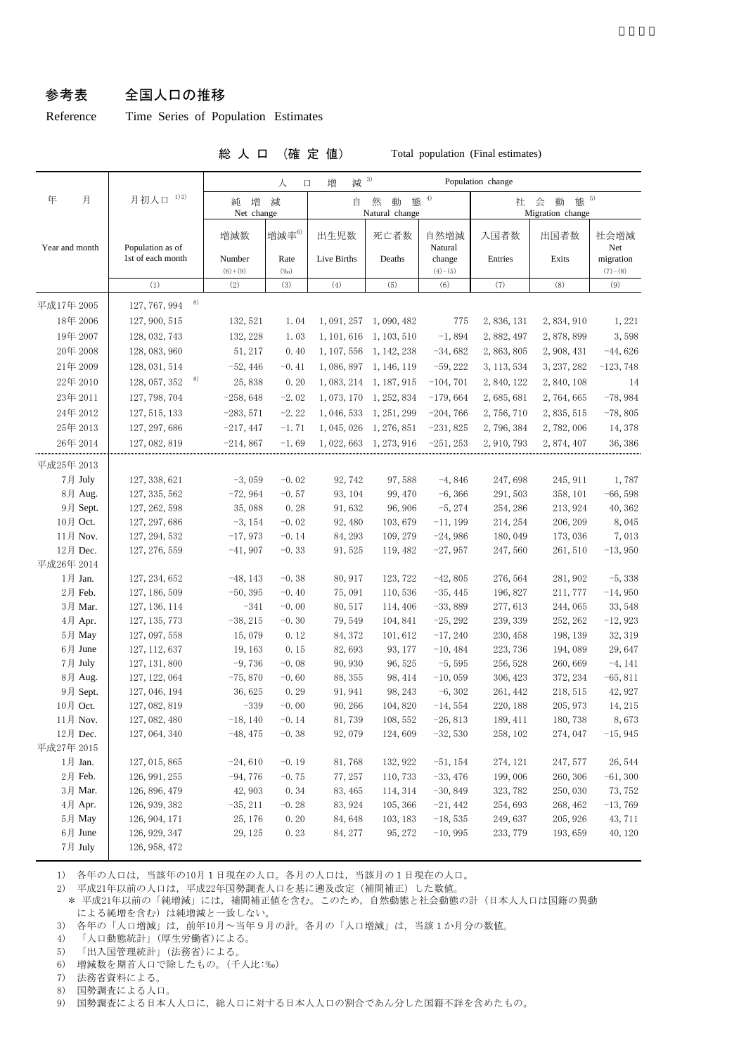# 参考表　全国人口の推移

Reference　Time Series of Population Estimates

総 人 口 （確 定 値）　Total population (Final estimates)

| 年　月 Year and month | 月初人口 1)2) Population as of 1st of each month | 人口増減 3) Population change | | | | | | | |
|---|---|---|---|---|---|---|---|---|---|
| | | 純増減 Net change | | 自然動態 4) Natural change | | | 社会動態 5) Migration change | | |
| | | 増減数 Number (6)+(9) | 増減率6) Rate (‰) | 出生児数 Live Births | 死亡者数 Deaths | 自然増減 Natural change (4)−(5) | 入国者数 Entries | 出国者数 Exits | 社会増減 Net migration (7)−(8) |
| | (1) | (2) | (3) | (4) | (5) | (6) | (7) | (8) | (9) |
| 平成17年 2005 | 127,767,994 8) | | | | | | | | |
| 18年 2006 | 127,900,515 | 132,521 | 1.04 | 1,091,257 | 1,090,482 | 775 | 2,836,131 | 2,834,910 | 1,221 |
| 19年 2007 | 128,032,743 | 132,228 | 1.03 | 1,101,616 | 1,103,510 | −1,894 | 2,882,497 | 2,878,899 | 3,598 |
| 20年 2008 | 128,083,960 | 51,217 | 0.40 | 1,107,556 | 1,142,238 | −34,682 | 2,863,805 | 2,908,431 | −44,626 |
| 21年 2009 | 128,031,514 | −52,446 | −0.41 | 1,086,897 | 1,146,119 | −59,222 | 3,113,534 | 3,237,282 | −123,748 |
| 22年 2010 | 128,057,352 8) | 25,838 | 0.20 | 1,083,214 | 1,187,915 | −104,701 | 2,840,122 | 2,840,108 | 14 |
| 23年 2011 | 127,798,704 | −258,648 | −2.02 | 1,073,170 | 1,252,834 | −179,664 | 2,685,681 | 2,764,665 | −78,984 |
| 24年 2012 | 127,515,133 | −283,571 | −2.22 | 1,046,533 | 1,251,299 | −204,766 | 2,756,710 | 2,835,515 | −78,805 |
| 25年 2013 | 127,297,686 | −217,447 | −1.71 | 1,045,026 | 1,276,851 | −231,825 | 2,796,384 | 2,782,006 | 14,378 |
| 26年 2014 | 127,082,819 | −214,867 | −1.69 | 1,022,663 | 1,273,916 | −251,253 | 2,910,793 | 2,874,407 | 36,386 |
| 平成25年 2013 | | | | | | | | | |
| 7月 July | 127,338,621 | −3,059 | −0.02 | 92,742 | 97,588 | −4,846 | 247,698 | 245,911 | 1,787 |
| 8月 Aug. | 127,335,562 | −72,964 | −0.57 | 93,104 | 99,470 | −6,366 | 291,503 | 358,101 | −66,598 |
| 9月 Sept. | 127,262,598 | 35,088 | 0.28 | 91,632 | 96,906 | −5,274 | 254,286 | 213,924 | 40,362 |
| 10月 Oct. | 127,297,686 | −3,154 | −0.02 | 92,480 | 103,679 | −11,199 | 214,254 | 206,209 | 8,045 |
| 11月 Nov. | 127,294,532 | −17,973 | −0.14 | 84,293 | 109,279 | −24,986 | 180,049 | 173,036 | 7,013 |
| 12月 Dec. | 127,276,559 | −41,907 | −0.33 | 91,525 | 119,482 | −27,957 | 247,560 | 261,510 | −13,950 |
| 平成26年 2014 | | | | | | | | | |
| 1月 Jan. | 127,234,652 | −48,143 | −0.38 | 80,917 | 123,722 | −42,805 | 276,564 | 281,902 | −5,338 |
| 2月 Feb. | 127,186,509 | −50,395 | −0.40 | 75,091 | 110,536 | −35,445 | 196,827 | 211,777 | −14,950 |
| 3月 Mar. | 127,136,114 | −341 | −0.00 | 80,517 | 114,406 | −33,889 | 277,613 | 244,065 | 33,548 |
| 4月 Apr. | 127,135,773 | −38,215 | −0.30 | 79,549 | 104,841 | −25,292 | 239,339 | 252,262 | −12,923 |
| 5月 May | 127,097,558 | 15,079 | 0.12 | 84,372 | 101,612 | −17,240 | 230,458 | 198,139 | 32,319 |
| 6月 June | 127,112,637 | 19,163 | 0.15 | 82,693 | 93,177 | −10,484 | 223,736 | 194,089 | 29,647 |
| 7月 July | 127,131,800 | −9,736 | −0.08 | 90,930 | 96,525 | −5,595 | 256,528 | 260,669 | −4,141 |
| 8月 Aug. | 127,122,064 | −75,870 | −0.60 | 88,355 | 98,414 | −10,059 | 306,423 | 372,234 | −65,811 |
| 9月 Sept. | 127,046,194 | 36,625 | 0.29 | 91,941 | 98,243 | −6,302 | 261,442 | 218,515 | 42,927 |
| 10月 Oct. | 127,082,819 | −339 | −0.00 | 90,266 | 104,820 | −14,554 | 220,188 | 205,973 | 14,215 |
| 11月 Nov. | 127,082,480 | −18,140 | −0.14 | 81,739 | 108,552 | −26,813 | 189,411 | 180,738 | 8,673 |
| 12月 Dec. | 127,064,340 | −48,475 | −0.38 | 92,079 | 124,609 | −32,530 | 258,102 | 274,047 | −15,945 |
| 平成27年 2015 | | | | | | | | | |
| 1月 Jan. | 127,015,865 | −24,610 | −0.19 | 81,768 | 132,922 | −51,154 | 274,121 | 247,577 | 26,544 |
| 2月 Feb. | 126,991,255 | −94,776 | −0.75 | 77,257 | 110,733 | −33,476 | 199,006 | 260,306 | −61,300 |
| 3月 Mar. | 126,896,479 | 42,903 | 0.34 | 83,465 | 114,314 | −30,849 | 323,782 | 250,030 | 73,752 |
| 4月 Apr. | 126,939,382 | −35,211 | −0.28 | 83,924 | 105,366 | −21,442 | 254,693 | 268,462 | −13,769 |
| 5月 May | 126,904,171 | 25,176 | 0.20 | 84,648 | 103,183 | −18,535 | 249,637 | 205,926 | 43,711 |
| 6月 June | 126,929,347 | 29,125 | 0.23 | 84,277 | 95,272 | −10,995 | 233,779 | 193,659 | 40,120 |
| 7月 July | 126,958,472 | | | | | | | | |

1)　各年の人口は，当該年の10月１日現在の人口。各月の人口は，当該月の１日現在の人口。
2)　平成21年以前の人口は，平成22年国勢調査人口を基に遡及改定（補間補正）した数値。
　＊ 平成21年以前の「純増減」には，補間補正値を含む。このため，自然動態と社会動態の計（日本人人口は国籍の異動による純増を含む）は純増減と一致しない。
3)　各年の「人口増減」は，前年10月～当年９月の計。各月の「人口増減」は，当該１か月分の数値。
4)　「人口動態統計」（厚生労働省）による。
5)　「出入国管理統計」（法務省）による。
6)　増減数を期首人口で除したもの。（千人比：‰）
7)　法務省資料による。
8)　国勢調査による人口。
9)　国勢調査による日本人人口に，総人口に対する日本人人口の割合であん分した国籍不詳を含めたもの。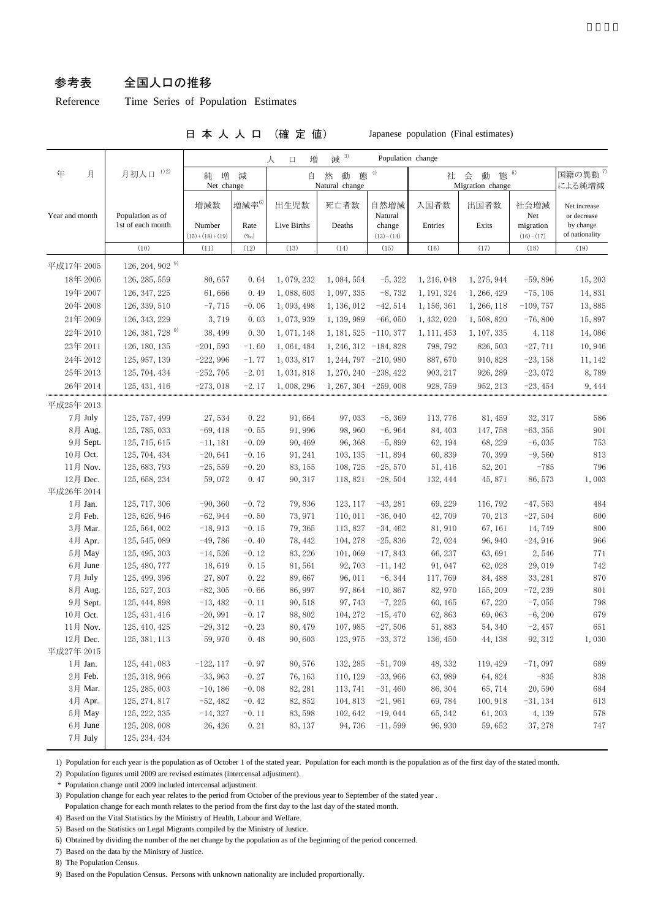# 参考表　全国人口の推移

Reference　Time Series of Population Estimates

日本人人口（確定値）　Japanese population (Final estimates)

| 年　月 | 月初人口 1)2) | 人口増減 3) Population change | | | | | | | | 国籍の異動 7) による純増減 |
|---|---|---|---|---|---|---|---|---|---|---|
| | | 純増減 Net change | | 自然動態 4) Natural change | | | 社会動態 5) Migration change | | | |
| Year and month | Population as of 1st of each month | 増減数 Number (15)+(18)+(19) | 増減率6) Rate (‰) | 出生児数 Live Births | 死亡者数 Deaths | 自然増減 Natural change (13)−(14) | 入国者数 Entries | 出国者数 Exits | 社会増減 Net migration (16)−(17) | Net increase or decrease by change of nationality |
| | (10) | (11) | (12) | (13) | (14) | (15) | (16) | (17) | (18) | (19) |
| 平成17年 2005 | 126, 204, 902 9) | | | | | | | | | |
| 18年 2006 | 126, 285, 559 | 80, 657 | 0. 64 | 1, 079, 232 | 1, 084, 554 | −5, 322 | 1, 216, 048 | 1, 275, 944 | −59, 896 | 15, 203 |
| 19年 2007 | 126, 347, 225 | 61, 666 | 0. 49 | 1, 088, 603 | 1, 097, 335 | −8, 732 | 1, 191, 324 | 1, 266, 429 | −75, 105 | 14, 831 |
| 20年 2008 | 126, 339, 510 | −7, 715 | −0. 06 | 1, 093, 498 | 1, 136, 012 | −42, 514 | 1, 156, 361 | 1, 266, 118 | −109, 757 | 13, 885 |
| 21年 2009 | 126, 343, 229 | 3, 719 | 0. 03 | 1, 073, 939 | 1, 139, 989 | −66, 050 | 1, 432, 020 | 1, 508, 820 | −76, 800 | 15, 897 |
| 22年 2010 | 126, 381, 728 9) | 38, 499 | 0. 30 | 1, 071, 148 | 1, 181, 525 | −110, 377 | 1, 111, 453 | 1, 107, 335 | 4, 118 | 14, 086 |
| 23年 2011 | 126, 180, 135 | −201, 593 | −1. 60 | 1, 061, 484 | 1, 246, 312 | −184, 828 | 798, 792 | 826, 503 | −27, 711 | 10, 946 |
| 24年 2012 | 125, 957, 139 | −222, 996 | −1. 77 | 1, 033, 817 | 1, 244, 797 | −210, 980 | 887, 670 | 910, 828 | −23, 158 | 11, 142 |
| 25年 2013 | 125, 704, 434 | −252, 705 | −2. 01 | 1, 031, 818 | 1, 270, 240 | −238, 422 | 903, 217 | 926, 289 | −23, 072 | 8, 789 |
| 26年 2014 | 125, 431, 416 | −273, 018 | −2. 17 | 1, 008, 296 | 1, 267, 304 | −259, 008 | 928, 759 | 952, 213 | −23, 454 | 9, 444 |
| 平成25年 2013 | | | | | | | | | | |
| 7月 July | 125, 757, 499 | 27, 534 | 0. 22 | 91, 664 | 97, 033 | −5, 369 | 113, 776 | 81, 459 | 32, 317 | 586 |
| 8月 Aug. | 125, 785, 033 | −69, 418 | −0. 55 | 91, 996 | 98, 960 | −6, 964 | 84, 403 | 147, 758 | −63, 355 | 901 |
| 9月 Sept. | 125, 715, 615 | −11, 181 | −0. 09 | 90, 469 | 96, 368 | −5, 899 | 62, 194 | 68, 229 | −6, 035 | 753 |
| 10月 Oct. | 125, 704, 434 | −20, 641 | −0. 16 | 91, 241 | 103, 135 | −11, 894 | 60, 839 | 70, 399 | −9, 560 | 813 |
| 11月 Nov. | 125, 683, 793 | −25, 559 | −0. 20 | 83, 155 | 108, 725 | −25, 570 | 51, 416 | 52, 201 | −785 | 796 |
| 12月 Dec. | 125, 658, 234 | 59, 072 | 0. 47 | 90, 317 | 118, 821 | −28, 504 | 132, 444 | 45, 871 | 86, 573 | 1, 003 |
| 平成26年 2014 | | | | | | | | | | |
| 1月 Jan. | 125, 717, 306 | −90, 360 | −0. 72 | 79, 836 | 123, 117 | −43, 281 | 69, 229 | 116, 792 | −47, 563 | 484 |
| 2月 Feb. | 125, 626, 946 | −62, 944 | −0. 50 | 73, 971 | 110, 011 | −36, 040 | 42, 709 | 70, 213 | −27, 504 | 600 |
| 3月 Mar. | 125, 564, 002 | −18, 913 | −0. 15 | 79, 365 | 113, 827 | −34, 462 | 81, 910 | 67, 161 | 14, 749 | 800 |
| 4月 Apr. | 125, 545, 089 | −49, 786 | −0. 40 | 78, 442 | 104, 278 | −25, 836 | 72, 024 | 96, 940 | −24, 916 | 966 |
| 5月 May | 125, 495, 303 | −14, 526 | −0. 12 | 83, 226 | 101, 069 | −17, 843 | 66, 237 | 63, 691 | 2, 546 | 771 |
| 6月 June | 125, 480, 777 | 18, 619 | 0. 15 | 81, 561 | 92, 703 | −11, 142 | 91, 047 | 62, 028 | 29, 019 | 742 |
| 7月 July | 125, 499, 396 | 27, 807 | 0. 22 | 89, 667 | 96, 011 | −6, 344 | 117, 769 | 84, 488 | 33, 281 | 870 |
| 8月 Aug. | 125, 527, 203 | −82, 305 | −0. 66 | 86, 997 | 97, 864 | −10, 867 | 82, 970 | 155, 209 | −72, 239 | 801 |
| 9月 Sept. | 125, 444, 898 | −13, 482 | −0. 11 | 90, 518 | 97, 743 | −7, 225 | 60, 165 | 67, 220 | −7, 055 | 798 |
| 10月 Oct. | 125, 431, 416 | −20, 991 | −0. 17 | 88, 802 | 104, 272 | −15, 470 | 62, 863 | 69, 063 | −6, 200 | 679 |
| 11月 Nov. | 125, 410, 425 | −29, 312 | −0. 23 | 80, 479 | 107, 985 | −27, 506 | 51, 883 | 54, 340 | −2, 457 | 651 |
| 12月 Dec. | 125, 381, 113 | 59, 970 | 0. 48 | 90, 603 | 123, 975 | −33, 372 | 136, 450 | 44, 138 | 92, 312 | 1, 030 |
| 平成27年 2015 | | | | | | | | | | |
| 1月 Jan. | 125, 441, 083 | −122, 117 | −0. 97 | 80, 576 | 132, 285 | −51, 709 | 48, 332 | 119, 429 | −71, 097 | 689 |
| 2月 Feb. | 125, 318, 966 | −33, 963 | −0. 27 | 76, 163 | 110, 129 | −33, 966 | 63, 989 | 64, 824 | −835 | 838 |
| 3月 Mar. | 125, 285, 003 | −10, 186 | −0. 08 | 82, 281 | 113, 741 | −31, 460 | 86, 304 | 65, 714 | 20, 590 | 684 |
| 4月 Apr. | 125, 274, 817 | −52, 482 | −0. 42 | 82, 852 | 104, 813 | −21, 961 | 69, 784 | 100, 918 | −31, 134 | 613 |
| 5月 May | 125, 222, 335 | −14, 327 | −0. 11 | 83, 598 | 102, 642 | −19, 044 | 65, 342 | 61, 203 | 4, 139 | 578 |
| 6月 June | 125, 208, 008 | 26, 426 | 0. 21 | 83, 137 | 94, 736 | −11, 599 | 96, 930 | 59, 652 | 37, 278 | 747 |
| 7月 July | 125, 234, 434 | | | | | | | | | |

1) Population for each year is the population as of October 1 of the stated year. Population for each month is the population as of the first day of the stated month.
2) Population figures until 2009 are revised estimates (intercensal adjustment).
 \* Population change until 2009 included intercensal adjustment.
3) Population change for each year relates to the period from October of the previous year to September of the stated year .
 Population change for each month relates to the period from the first day to the last day of the stated month.
4) Based on the Vital Statistics by the Ministry of Health, Labour and Welfare.
5) Based on the Statistics on Legal Migrants compiled by the Ministry of Justice.
6) Obtained by dividing the number of the net change by the population as of the beginning of the period concerned.
7) Based on the data by the Ministry of Justice.
8) The Population Census.
9) Based on the Population Census. Persons with unknown nationality are included proportionally.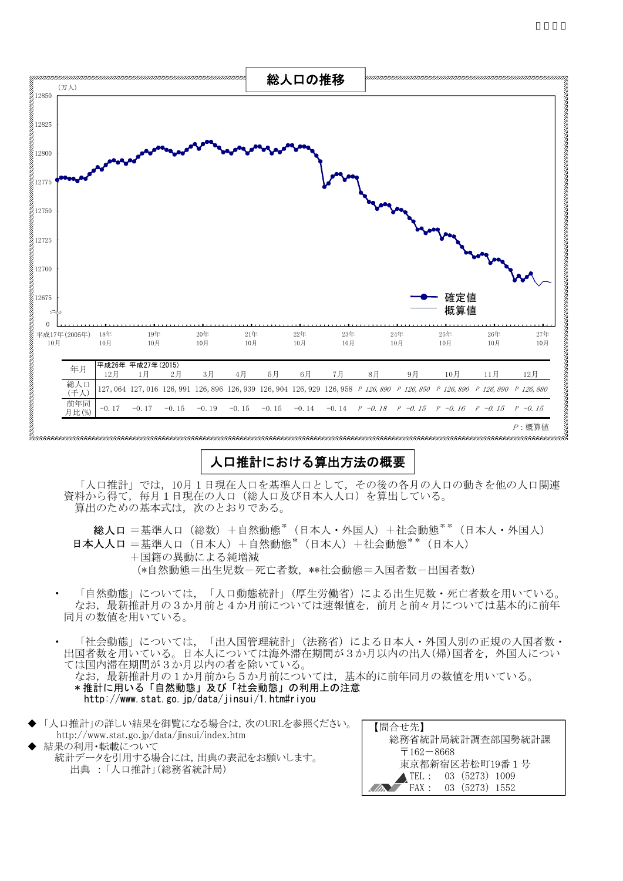## 総人口の推移

（万人）

12850
12825
12800
12775
12750
12725
12700
12675
0

平成17年(2005年) 10月
18年 10月
19年 10月
20年 10月
21年 10月
22年 10月
23年 10月
24年 10月
25年 10月
26年 10月
27年 10月

確定値
概算値

| 年月 | 平成26年 12月 | 平成27年(2015) 1月 | 2月 | 3月 | 4月 | 5月 | 6月 | 7月 | 8月 | 9月 | 10月 | 11月 | 12月 |
|---|---|---|---|---|---|---|---|---|---|---|---|---|---|
| 総人口（千人） | 127,064 | 127,016 | 126,991 | 126,896 | 126,939 | 126,904 | 126,929 | 126,958 | *P 126,890* | *P 126,850* | *P 126,890* | *P 126,890* | *P 126,880* |
| 前年同月比(%) | −0.17 | −0.17 | −0.15 | −0.19 | −0.15 | −0.15 | −0.14 | −0.14 | *P −0.18* | *P −0.15* | *P −0.16* | *P −0.15* | *P −0.15* |

*P*：概算値

## 人口推計における算出方法の概要

「人口推計」では，10月１日現在人口を基準人口として，その後の各月の人口の動きを他の人口関連資料から得て，毎月１日現在の人口（総人口及び日本人人口）を算出している。
算出のための基本式は，次のとおりである。

**総人口** ＝基準人口（総数）＋自然動態*（日本人・外国人）＋社会動態**（日本人・外国人）
**日本人人口** ＝基準人口（日本人）＋自然動態*（日本人）＋社会動態**（日本人）
＋国籍の異動による純増減
（*自然動態＝出生児数－死亡者数，**社会動態＝入国者数－出国者数）

- 「自然動態」については，「人口動態統計」（厚生労働省）による出生児数・死亡者数を用いている。
なお，最新推計月の３か月前と４か月前については速報値を，前月と前々月については基本的に前年同月の数値を用いている。

- 「社会動態」については，「出入国管理統計」（法務省）による日本人・外国人別の正規の入国者数・出国者数を用いている。日本人については海外滞在期間が３か月以内の出入(帰)国者を，外国人については国内滞在期間が３か月以内の者を除いている。
なお，最新推計月の１か月前から５か月前については，基本的に前年同月の数値を用いている。
**＊推計に用いる「自然動態」及び「社会動態」の利用上の注意**
http://www.stat.go.jp/data/jinsui/1.htm#riyou

◆ 「人口推計」の詳しい結果を御覧になる場合は，次のURLを参照ください。
http://www.stat.go.jp/data/jinsui/index.htm
◆ 結果の利用・転載について
統計データを引用する場合には，出典の表記をお願いします。
出典 ：「人口推計」(総務省統計局)

【問合せ先】
総務省統計局統計調査部国勢統計課
〒162－8668
東京都新宿区若松町19番１号
TEL： 03（5273）1009
FAX： 03（5273）1552